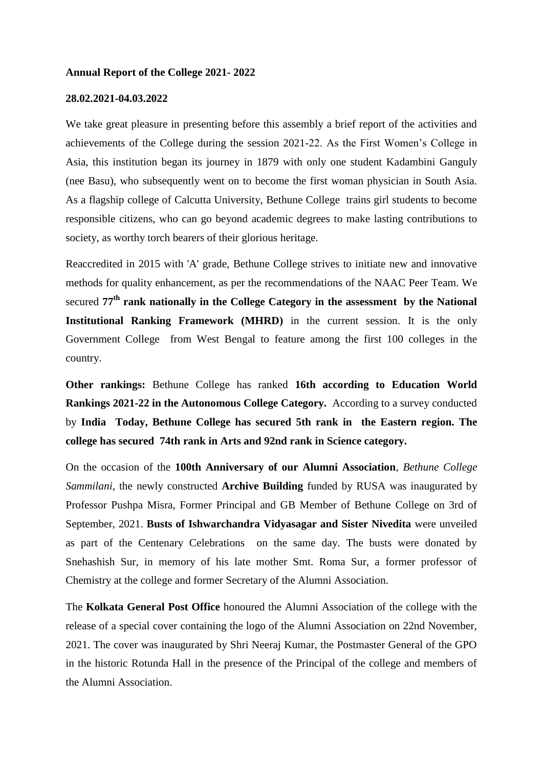**Annual Report of the College 2021- 2022**

**28.02.2021-04.03.2022**

We take great pleasure in presenting before this assembly a brief report of the activities and achievements of the College during the session 2021-22. As the First Women's College in Asia, this institution began its journey in 1879 with only one student Kadambini Ganguly (nee Basu), who subsequently went on to become the first woman physician in South Asia. As a flagship college of Calcutta University, Bethune College trains girl students to become responsible citizens, who can go beyond academic degrees to make lasting contributions to society, as worthy torch bearers of their glorious heritage.

Reaccredited in 2015 with 'A' grade, Bethune College strives to initiate new and innovative methods for quality enhancement, as per the recommendations of the NAAC Peer Team. We secured **77th rank nationally in the College Category in the assessment by the National Institutional Ranking Framework (MHRD)** in the current session. It is the only Government College from West Bengal to feature among the first 100 colleges in the country.

**Other rankings:** Bethune College has ranked **16th according to Education World Rankings 2021-22 in the Autonomous College Category.** According to a survey conducted by **India Today, Bethune College has secured 5th rank in the Eastern region. The college has secured 74th rank in Arts and 92nd rank in Science category.**

On the occasion of the **100th Anniversary of our Alumni Association**, *Bethune College Sammilani*, the newly constructed **Archive Building** funded by RUSA was inaugurated by Professor Pushpa Misra, Former Principal and GB Member of Bethune College on 3rd of September, 2021. **Busts of Ishwarchandra Vidyasagar and Sister Nivedita** were unveiled as part of the Centenary Celebrations on the same day. The busts were donated by Snehashish Sur, in memory of his late mother Smt. Roma Sur, a former professor of Chemistry at the college and former Secretary of the Alumni Association.

The **Kolkata General Post Office** honoured the Alumni Association of the college with the release of a special cover containing the logo of the Alumni Association on 22nd November, 2021. The cover was inaugurated by Shri Neeraj Kumar, the Postmaster General of the GPO in the historic Rotunda Hall in the presence of the Principal of the college and members of the Alumni Association.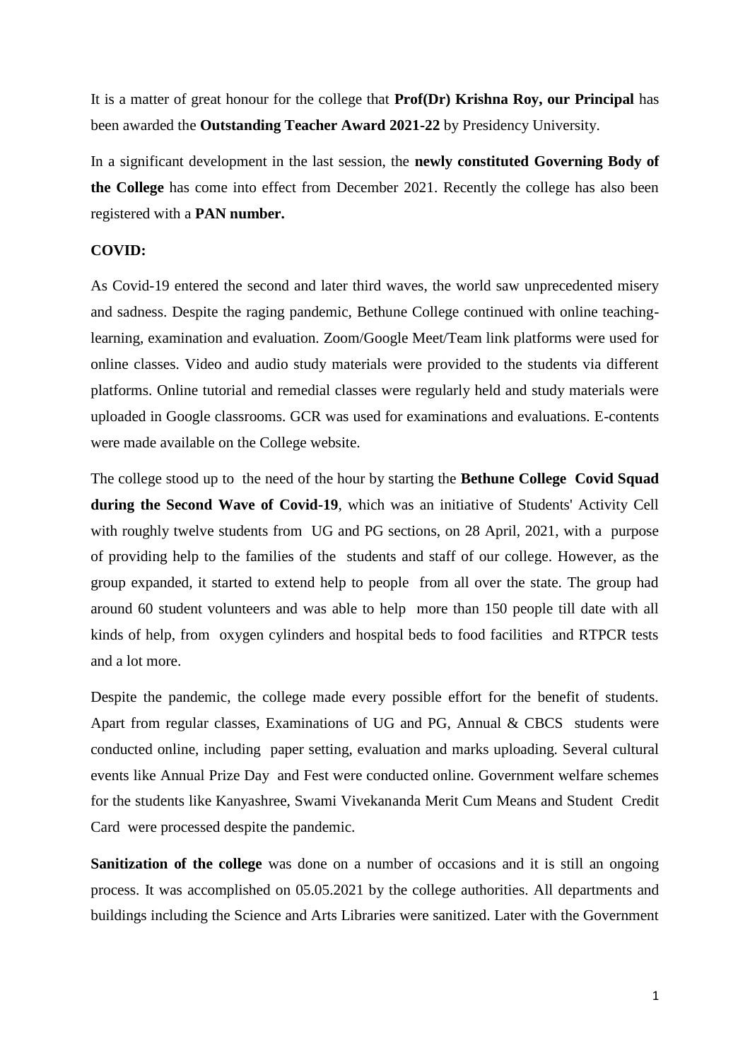It is a matter of great honour for the college that **Prof(Dr) Krishna Roy, our Principal** has been awarded the **Outstanding Teacher Award 2021-22** by Presidency University.

In a significant development in the last session, the **newly constituted Governing Body of the College** has come into effect from December 2021. Recently the college has also been registered with a **PAN number.**

**COVID:**

As Covid-19 entered the second and later third waves, the world saw unprecedented misery and sadness. Despite the raging pandemic, Bethune College continued with online teaching-learning, examination and evaluation. Zoom/Google Meet/Team link platforms were used for online classes. Video and audio study materials were provided to the students via different platforms. Online tutorial and remedial classes were regularly held and study materials were uploaded in Google classrooms. GCR was used for examinations and evaluations. E-contents were made available on the College website.

The college stood up to the need of the hour by starting the **Bethune College Covid Squad during the Second Wave of Covid-19**, which was an initiative of Students' Activity Cell with roughly twelve students from UG and PG sections, on 28 April, 2021, with a purpose of providing help to the families of the students and staff of our college. However, as the group expanded, it started to extend help to people from all over the state. The group had around 60 student volunteers and was able to help more than 150 people till date with all kinds of help, from oxygen cylinders and hospital beds to food facilities and RTPCR tests and a lot more.

Despite the pandemic, the college made every possible effort for the benefit of students. Apart from regular classes, Examinations of UG and PG, Annual & CBCS students were conducted online, including paper setting, evaluation and marks uploading. Several cultural events like Annual Prize Day and Fest were conducted online. Government welfare schemes for the students like Kanyashree, Swami Vivekananda Merit Cum Means and Student Credit Card were processed despite the pandemic.

**Sanitization of the college** was done on a number of occasions and it is still an ongoing process. It was accomplished on 05.05.2021 by the college authorities. All departments and buildings including the Science and Arts Libraries were sanitized. Later with the Government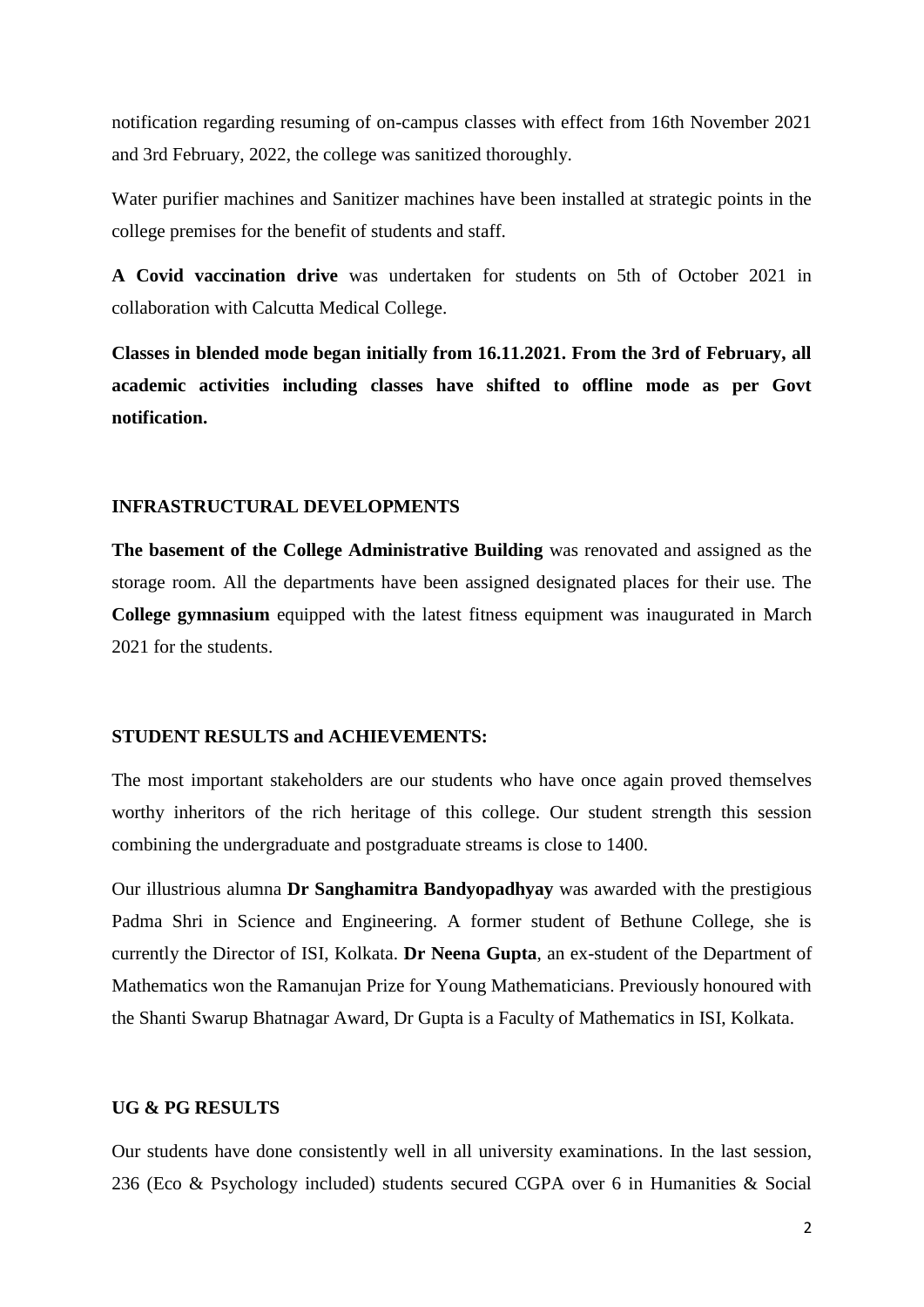notification regarding resuming of on-campus classes with effect from 16th November 2021 and 3rd February, 2022, the college was sanitized thoroughly.

Water purifier machines and Sanitizer machines have been installed at strategic points in the college premises for the benefit of students and staff.

**A Covid vaccination drive** was undertaken for students on 5th of October 2021 in collaboration with Calcutta Medical College.

**Classes in blended mode began initially from 16.11.2021. From the 3rd of February, all academic activities including classes have shifted to offline mode as per Govt notification.**

## INFRASTRUCTURAL DEVELOPMENTS

**The basement of the College Administrative Building** was renovated and assigned as the storage room. All the departments have been assigned designated places for their use. The **College gymnasium** equipped with the latest fitness equipment was inaugurated in March 2021 for the students.

## STUDENT RESULTS and ACHIEVEMENTS:

The most important stakeholders are our students who have once again proved themselves worthy inheritors of the rich heritage of this college. Our student strength this session combining the undergraduate and postgraduate streams is close to 1400.

Our illustrious alumna **Dr Sanghamitra Bandyopadhyay** was awarded with the prestigious Padma Shri in Science and Engineering. A former student of Bethune College, she is currently the Director of ISI, Kolkata. **Dr Neena Gupta**, an ex-student of the Department of Mathematics won the Ramanujan Prize for Young Mathematicians. Previously honoured with the Shanti Swarup Bhatnagar Award, Dr Gupta is a Faculty of Mathematics in ISI, Kolkata.

## UG & PG RESULTS

Our students have done consistently well in all university examinations. In the last session, 236 (Eco & Psychology included) students secured CGPA over 6 in Humanities & Social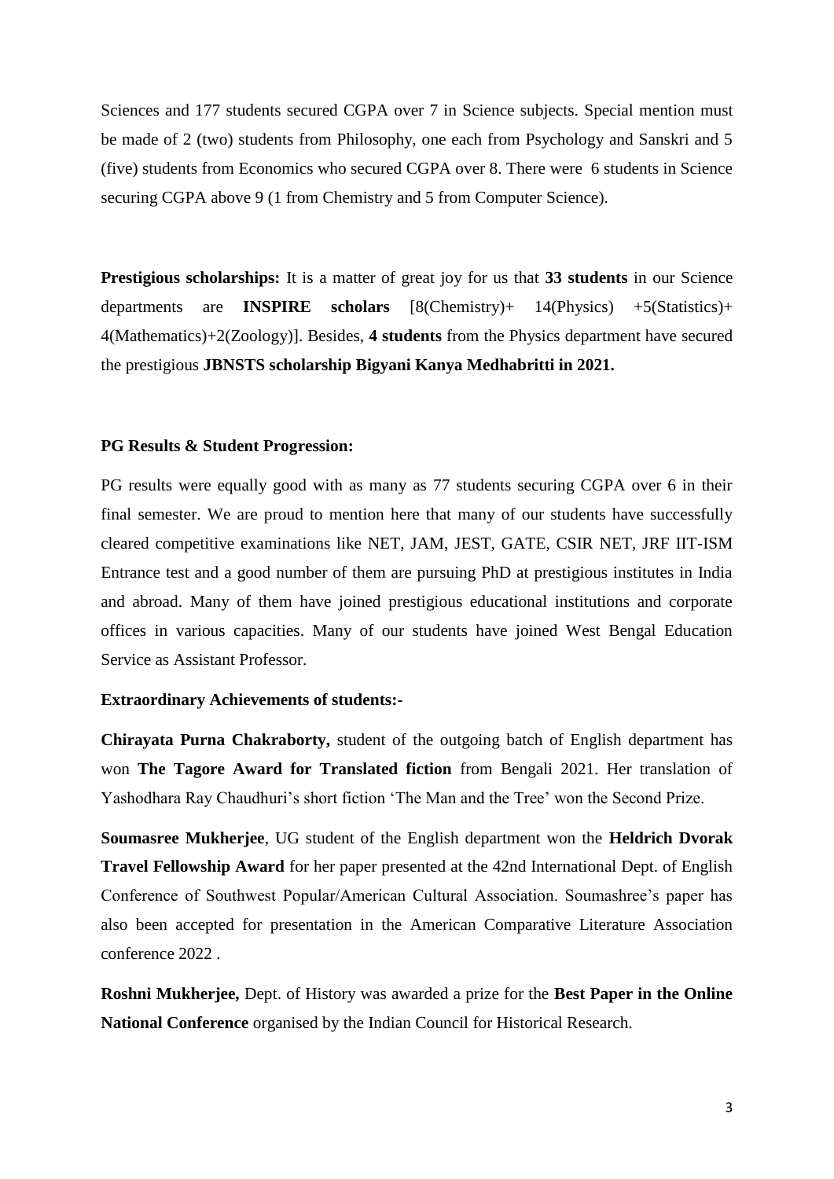Sciences and 177 students secured CGPA over 7 in Science subjects. Special mention must be made of 2 (two) students from Philosophy, one each from Psychology and Sanskri and 5 (five) students from Economics who secured CGPA over 8. There were 6 students in Science securing CGPA above 9 (1 from Chemistry and 5 from Computer Science).

**Prestigious scholarships:** It is a matter of great joy for us that **33 students** in our Science departments are **INSPIRE scholars** [8(Chemistry)+ 14(Physics) +5(Statistics)+ 4(Mathematics)+2(Zoology)]. Besides, **4 students** from the Physics department have secured the prestigious **JBNSTS scholarship Bigyani Kanya Medhabritti in 2021.**

**PG Results & Student Progression:**

PG results were equally good with as many as 77 students securing CGPA over 6 in their final semester. We are proud to mention here that many of our students have successfully cleared competitive examinations like NET, JAM, JEST, GATE, CSIR NET, JRF IIT-ISM Entrance test and a good number of them are pursuing PhD at prestigious institutes in India and abroad. Many of them have joined prestigious educational institutions and corporate offices in various capacities. Many of our students have joined West Bengal Education Service as Assistant Professor.

**Extraordinary Achievements of students:-**

**Chirayata Purna Chakraborty,** student of the outgoing batch of English department has won **The Tagore Award for Translated fiction** from Bengali 2021. Her translation of Yashodhara Ray Chaudhuri's short fiction 'The Man and the Tree' won the Second Prize.

**Soumasree Mukherjee**, UG student of the English department won the **Heldrich Dvorak Travel Fellowship Award** for her paper presented at the 42nd International Dept. of English Conference of Southwest Popular/American Cultural Association. Soumashree's paper has also been accepted for presentation in the American Comparative Literature Association conference 2022 .

**Roshni Mukherjee,** Dept. of History was awarded a prize for the **Best Paper in the Online National Conference** organised by the Indian Council for Historical Research.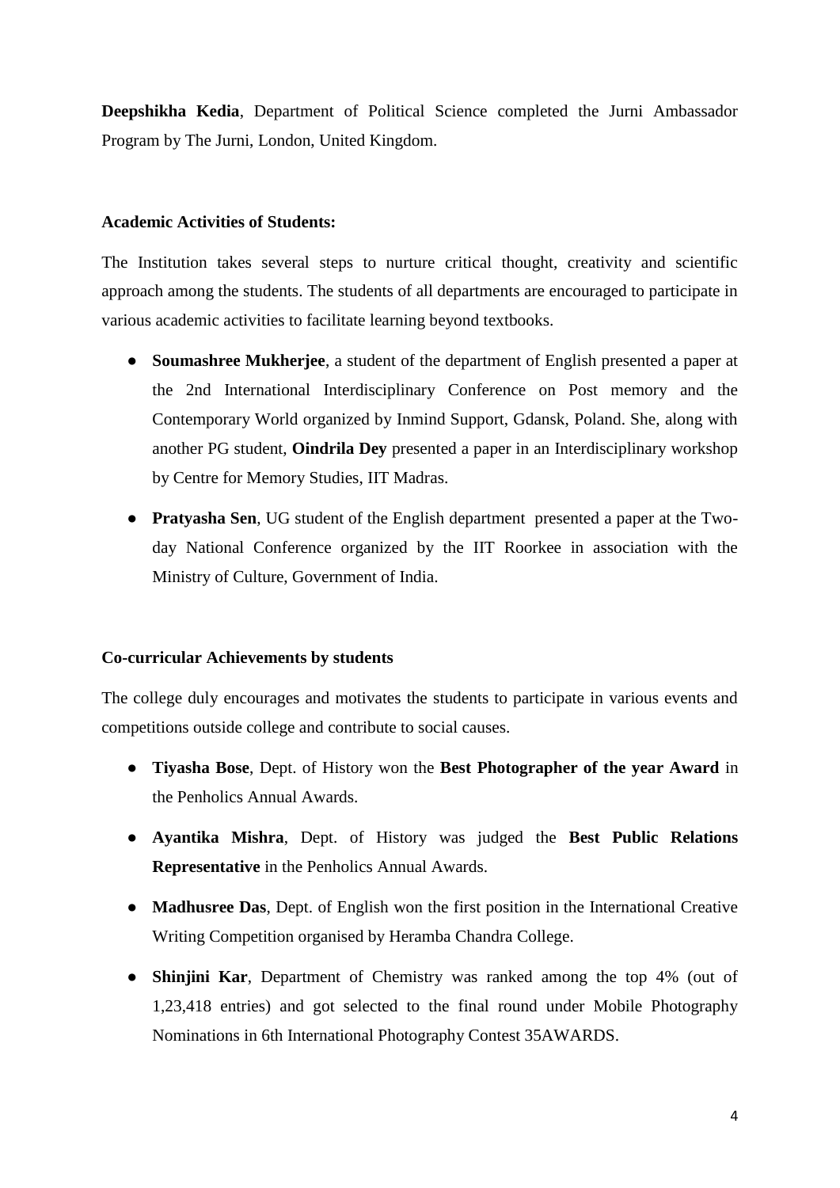**Deepshikha Kedia**, Department of Political Science completed the Jurni Ambassador Program by The Jurni, London, United Kingdom.

**Academic Activities of Students:**

The Institution takes several steps to nurture critical thought, creativity and scientific approach among the students. The students of all departments are encouraged to participate in various academic activities to facilitate learning beyond textbooks.

- **Soumashree Mukherjee**, a student of the department of English presented a paper at the 2nd International Interdisciplinary Conference on Post memory and the Contemporary World organized by Inmind Support, Gdansk, Poland. She, along with another PG student, **Oindrila Dey** presented a paper in an Interdisciplinary workshop by Centre for Memory Studies, IIT Madras.
- **Pratyasha Sen**, UG student of the English department presented a paper at the Two-day National Conference organized by the IIT Roorkee in association with the Ministry of Culture, Government of India.

**Co-curricular Achievements by students**

The college duly encourages and motivates the students to participate in various events and competitions outside college and contribute to social causes.

- **Tiyasha Bose**, Dept. of History won the **Best Photographer of the year Award** in the Penholics Annual Awards.
- **Ayantika Mishra**, Dept. of History was judged the **Best Public Relations Representative** in the Penholics Annual Awards.
- **Madhusree Das**, Dept. of English won the first position in the International Creative Writing Competition organised by Heramba Chandra College.
- **Shinjini Kar**, Department of Chemistry was ranked among the top 4% (out of 1,23,418 entries) and got selected to the final round under Mobile Photography Nominations in 6th International Photography Contest 35AWARDS.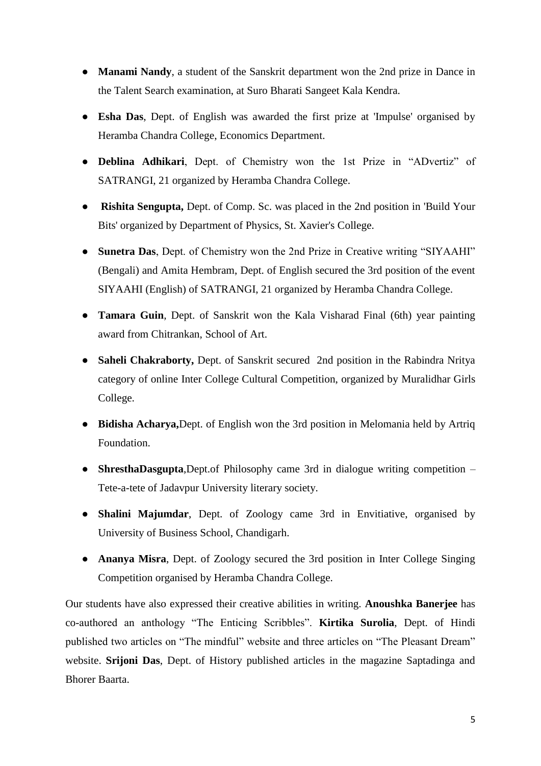- **Manami Nandy**, a student of the Sanskrit department won the 2nd prize in Dance in the Talent Search examination, at Suro Bharati Sangeet Kala Kendra.
- **Esha Das**, Dept. of English was awarded the first prize at 'Impulse' organised by Heramba Chandra College, Economics Department.
- **Deblina Adhikari**, Dept. of Chemistry won the 1st Prize in "ADvertiz" of SATRANGI, 21 organized by Heramba Chandra College.
- **Rishita Sengupta,** Dept. of Comp. Sc. was placed in the 2nd position in 'Build Your Bits' organized by Department of Physics, St. Xavier's College.
- **Sunetra Das**, Dept. of Chemistry won the 2nd Prize in Creative writing "SIYAAHI" (Bengali) and Amita Hembram, Dept. of English secured the 3rd position of the event SIYAAHI (English) of SATRANGI, 21 organized by Heramba Chandra College.
- **Tamara Guin**, Dept. of Sanskrit won the Kala Visharad Final (6th) year painting award from Chitrankan, School of Art.
- **Saheli Chakraborty,** Dept. of Sanskrit secured 2nd position in the Rabindra Nritya category of online Inter College Cultural Competition, organized by Muralidhar Girls College.
- **Bidisha Acharya,**Dept. of English won the 3rd position in Melomania held by Artriq Foundation.
- **ShresthaDasgupta**,Dept.of Philosophy came 3rd in dialogue writing competition – Tete-a-tete of Jadavpur University literary society.
- **Shalini Majumdar**, Dept. of Zoology came 3rd in Envitiative, organised by University of Business School, Chandigarh.
- **Ananya Misra**, Dept. of Zoology secured the 3rd position in Inter College Singing Competition organised by Heramba Chandra College.

Our students have also expressed their creative abilities in writing. **Anoushka Banerjee** has co-authored an anthology "The Enticing Scribbles". **Kirtika Surolia**, Dept. of Hindi published two articles on "The mindful" website and three articles on "The Pleasant Dream" website. **Srijoni Das**, Dept. of History published articles in the magazine Saptadinga and Bhorer Baarta.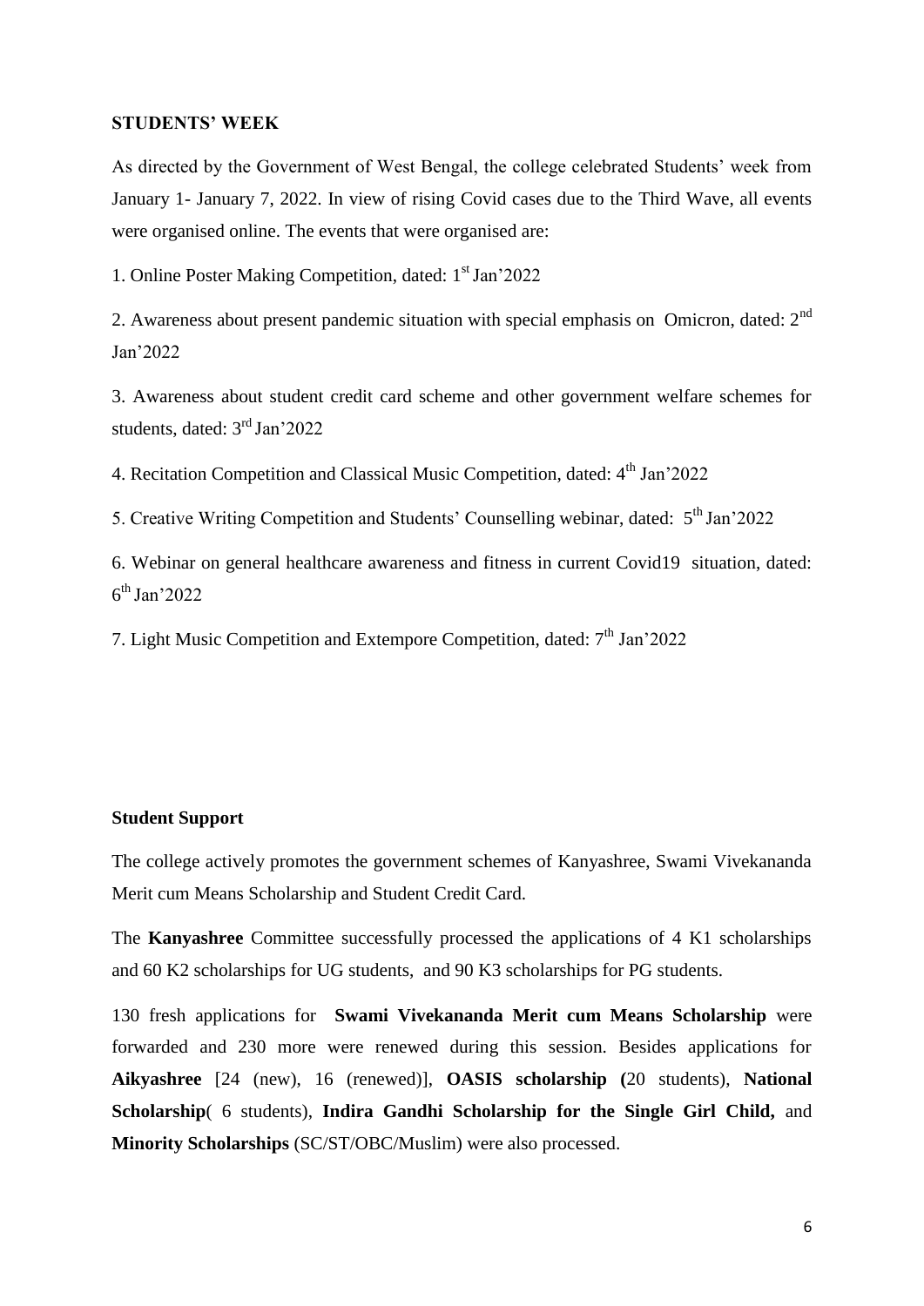## STUDENTS' WEEK

As directed by the Government of West Bengal, the college celebrated Students' week from January 1- January 7, 2022. In view of rising Covid cases due to the Third Wave, all events were organised online. The events that were organised are:

1. Online Poster Making Competition, dated: 1st Jan'2022

2. Awareness about present pandemic situation with special emphasis on Omicron, dated: 2nd Jan'2022

3. Awareness about student credit card scheme and other government welfare schemes for students, dated: 3rd Jan'2022

4. Recitation Competition and Classical Music Competition, dated: 4th Jan'2022

5. Creative Writing Competition and Students' Counselling webinar, dated: 5th Jan'2022

6. Webinar on general healthcare awareness and fitness in current Covid19 situation, dated: 6th Jan'2022

7. Light Music Competition and Extempore Competition, dated: 7th Jan'2022

## Student Support

The college actively promotes the government schemes of Kanyashree, Swami Vivekananda Merit cum Means Scholarship and Student Credit Card.

The **Kanyashree** Committee successfully processed the applications of 4 K1 scholarships and 60 K2 scholarships for UG students, and 90 K3 scholarships for PG students.

130 fresh applications for **Swami Vivekananda Merit cum Means Scholarship** were forwarded and 230 more were renewed during this session. Besides applications for **Aikyashree** [24 (new), 16 (renewed)], **OASIS scholarship (**20 students), **National Scholarship**( 6 students), **Indira Gandhi Scholarship for the Single Girl Child,** and **Minority Scholarships** (SC/ST/OBC/Muslim) were also processed.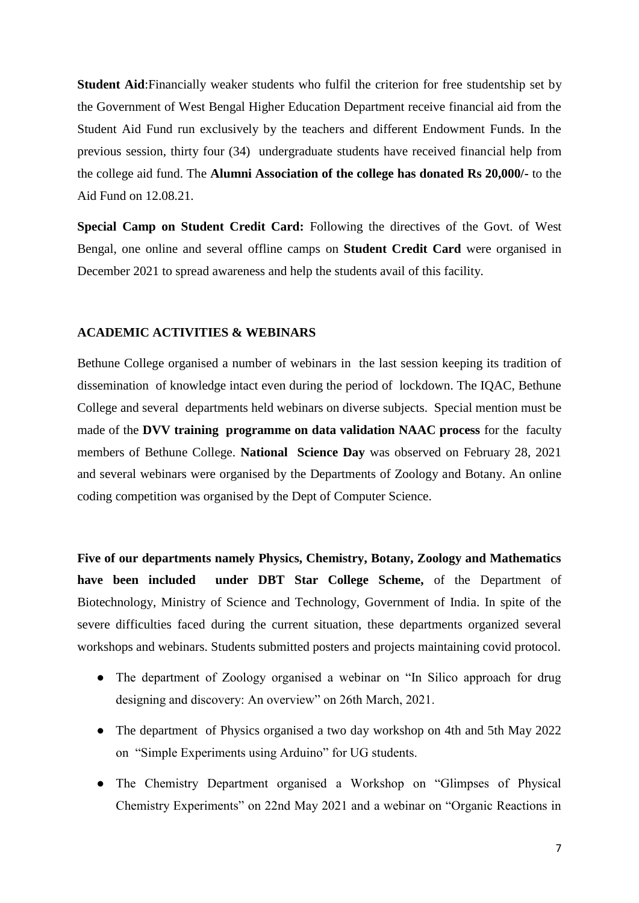**Student Aid**:Financially weaker students who fulfil the criterion for free studentship set by the Government of West Bengal Higher Education Department receive financial aid from the Student Aid Fund run exclusively by the teachers and different Endowment Funds. In the previous session, thirty four (34) undergraduate students have received financial help from the college aid fund. The **Alumni Association of the college has donated Rs 20,000/-** to the Aid Fund on 12.08.21.

**Special Camp on Student Credit Card:** Following the directives of the Govt. of West Bengal, one online and several offline camps on **Student Credit Card** were organised in December 2021 to spread awareness and help the students avail of this facility.

## ACADEMIC ACTIVITIES & WEBINARS

Bethune College organised a number of webinars in the last session keeping its tradition of dissemination of knowledge intact even during the period of lockdown. The IQAC, Bethune College and several departments held webinars on diverse subjects. Special mention must be made of the **DVV training programme on data validation NAAC process** for the faculty members of Bethune College. **National Science Day** was observed on February 28, 2021 and several webinars were organised by the Departments of Zoology and Botany. An online coding competition was organised by the Dept of Computer Science.

**Five of our departments namely Physics, Chemistry, Botany, Zoology and Mathematics have been included under DBT Star College Scheme,** of the Department of Biotechnology, Ministry of Science and Technology, Government of India. In spite of the severe difficulties faced during the current situation, these departments organized several workshops and webinars. Students submitted posters and projects maintaining covid protocol.

- The department of Zoology organised a webinar on "In Silico approach for drug designing and discovery: An overview" on 26th March, 2021.
- The department of Physics organised a two day workshop on 4th and 5th May 2022 on "Simple Experiments using Arduino" for UG students.
- The Chemistry Department organised a Workshop on "Glimpses of Physical Chemistry Experiments" on 22nd May 2021 and a webinar on "Organic Reactions in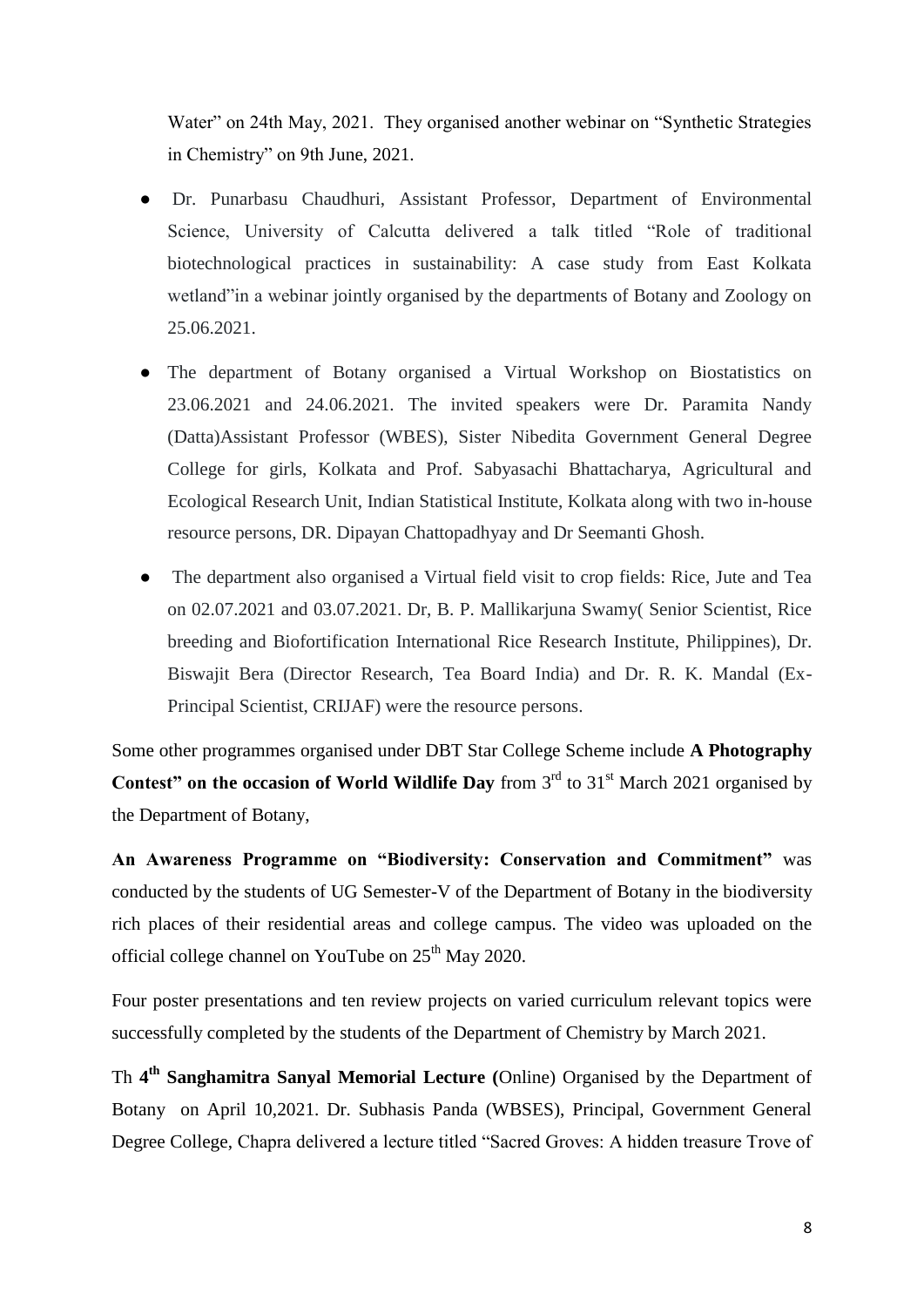Water" on 24th May, 2021. They organised another webinar on "Synthetic Strategies in Chemistry" on 9th June, 2021.

- Dr. Punarbasu Chaudhuri, Assistant Professor, Department of Environmental Science, University of Calcutta delivered a talk titled "Role of traditional biotechnological practices in sustainability: A case study from East Kolkata wetland"in a webinar jointly organised by the departments of Botany and Zoology on 25.06.2021.
- The department of Botany organised a Virtual Workshop on Biostatistics on 23.06.2021 and 24.06.2021. The invited speakers were Dr. Paramita Nandy (Datta)Assistant Professor (WBES), Sister Nibedita Government General Degree College for girls, Kolkata and Prof. Sabyasachi Bhattacharya, Agricultural and Ecological Research Unit, Indian Statistical Institute, Kolkata along with two in-house resource persons, DR. Dipayan Chattopadhyay and Dr Seemanti Ghosh.
- The department also organised a Virtual field visit to crop fields: Rice, Jute and Tea on 02.07.2021 and 03.07.2021. Dr, B. P. Mallikarjuna Swamy( Senior Scientist, Rice breeding and Biofortification International Rice Research Institute, Philippines), Dr. Biswajit Bera (Director Research, Tea Board India) and Dr. R. K. Mandal (Ex-Principal Scientist, CRIJAF) were the resource persons.

Some other programmes organised under DBT Star College Scheme include **A Photography Contest" on the occasion of World Wildlife Day** from 3rd to 31st March 2021 organised by the Department of Botany,

**An Awareness Programme on "Biodiversity: Conservation and Commitment"** was conducted by the students of UG Semester-V of the Department of Botany in the biodiversity rich places of their residential areas and college campus. The video was uploaded on the official college channel on YouTube on 25th May 2020.

Four poster presentations and ten review projects on varied curriculum relevant topics were successfully completed by the students of the Department of Chemistry by March 2021.

Th **4th Sanghamitra Sanyal Memorial Lecture (**Online) Organised by the Department of Botany on April 10,2021. Dr. Subhasis Panda (WBSES), Principal, Government General Degree College, Chapra delivered a lecture titled "Sacred Groves: A hidden treasure Trove of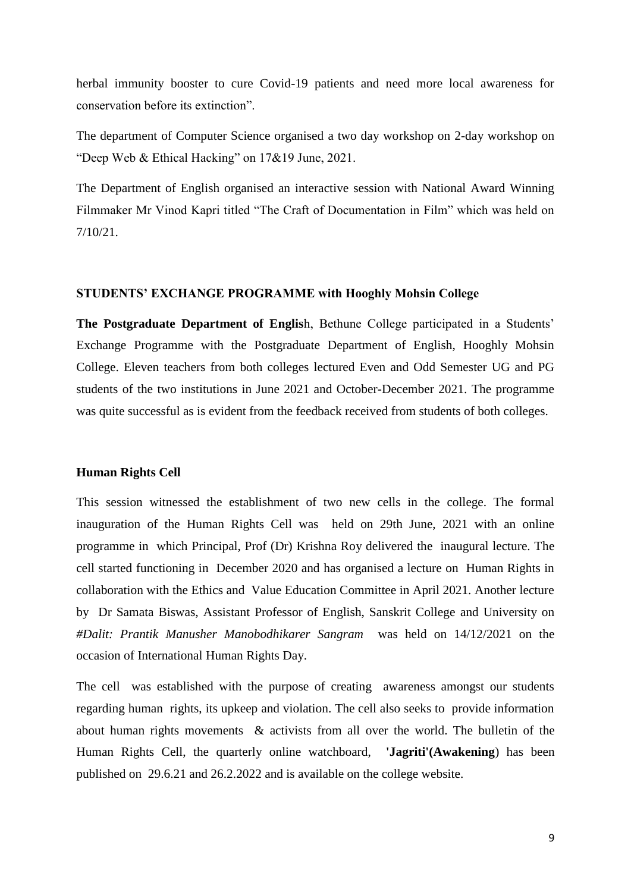herbal immunity booster to cure Covid-19 patients and need more local awareness for conservation before its extinction".

The department of Computer Science organised a two day workshop on 2-day workshop on "Deep Web & Ethical Hacking" on 17&19 June, 2021.

The Department of English organised an interactive session with National Award Winning Filmmaker Mr Vinod Kapri titled "The Craft of Documentation in Film" which was held on 7/10/21.

**STUDENTS' EXCHANGE PROGRAMME with Hooghly Mohsin College**

**The Postgraduate Department of Englis**h, Bethune College participated in a Students' Exchange Programme with the Postgraduate Department of English, Hooghly Mohsin College. Eleven teachers from both colleges lectured Even and Odd Semester UG and PG students of the two institutions in June 2021 and October-December 2021. The programme was quite successful as is evident from the feedback received from students of both colleges.

**Human Rights Cell**

This session witnessed the establishment of two new cells in the college. The formal inauguration of the Human Rights Cell was held on 29th June, 2021 with an online programme in which Principal, Prof (Dr) Krishna Roy delivered the inaugural lecture. The cell started functioning in December 2020 and has organised a lecture on Human Rights in collaboration with the Ethics and Value Education Committee in April 2021. Another lecture by Dr Samata Biswas, Assistant Professor of English, Sanskrit College and University on *#Dalit: Prantik Manusher Manobodhikarer Sangram* was held on 14/12/2021 on the occasion of International Human Rights Day.

The cell was established with the purpose of creating awareness amongst our students regarding human rights, its upkeep and violation. The cell also seeks to provide information about human rights movements & activists from all over the world. The bulletin of the Human Rights Cell, the quarterly online watchboard, **'Jagriti'(Awakening**) has been published on 29.6.21 and 26.2.2022 and is available on the college website.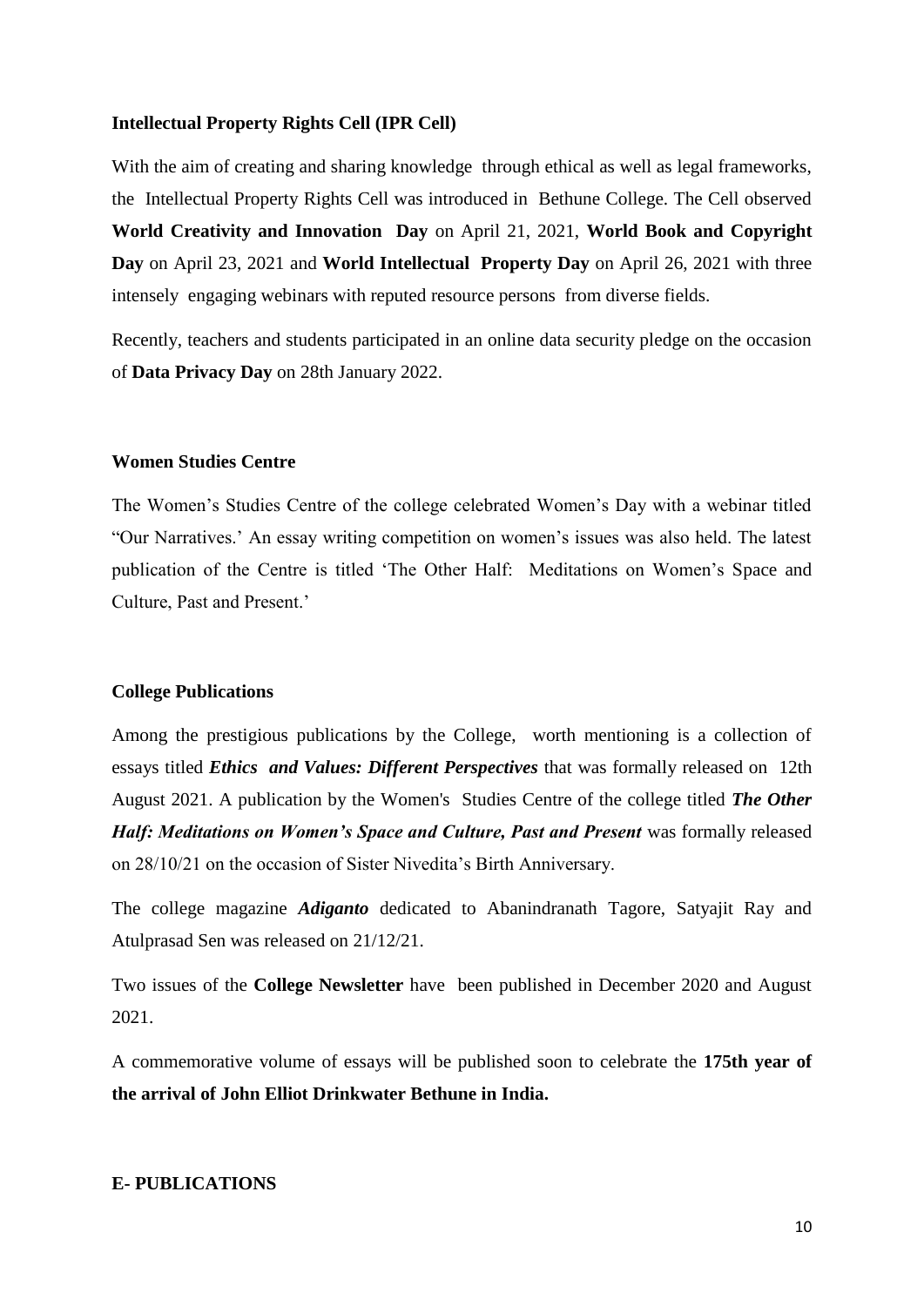**Intellectual Property Rights Cell (IPR Cell)**

With the aim of creating and sharing knowledge through ethical as well as legal frameworks, the Intellectual Property Rights Cell was introduced in Bethune College. The Cell observed **World Creativity and Innovation Day** on April 21, 2021, **World Book and Copyright Day** on April 23, 2021 and **World Intellectual Property Day** on April 26, 2021 with three intensely engaging webinars with reputed resource persons from diverse fields.

Recently, teachers and students participated in an online data security pledge on the occasion of **Data Privacy Day** on 28th January 2022.

**Women Studies Centre**

The Women's Studies Centre of the college celebrated Women's Day with a webinar titled "Our Narratives.' An essay writing competition on women's issues was also held. The latest publication of the Centre is titled 'The Other Half: Meditations on Women's Space and Culture, Past and Present.'

**College Publications**

Among the prestigious publications by the College, worth mentioning is a collection of essays titled ***Ethics and Values: Different Perspectives*** that was formally released on 12th August 2021. A publication by the Women's Studies Centre of the college titled ***The Other Half: Meditations on Women's Space and Culture, Past and Present*** was formally released on 28/10/21 on the occasion of Sister Nivedita's Birth Anniversary.

The college magazine ***Adiganto*** dedicated to Abanindranath Tagore, Satyajit Ray and Atulprasad Sen was released on 21/12/21.

Two issues of the **College Newsletter** have been published in December 2020 and August 2021.

A commemorative volume of essays will be published soon to celebrate the **175th year of the arrival of John Elliot Drinkwater Bethune in India.**

**E- PUBLICATIONS**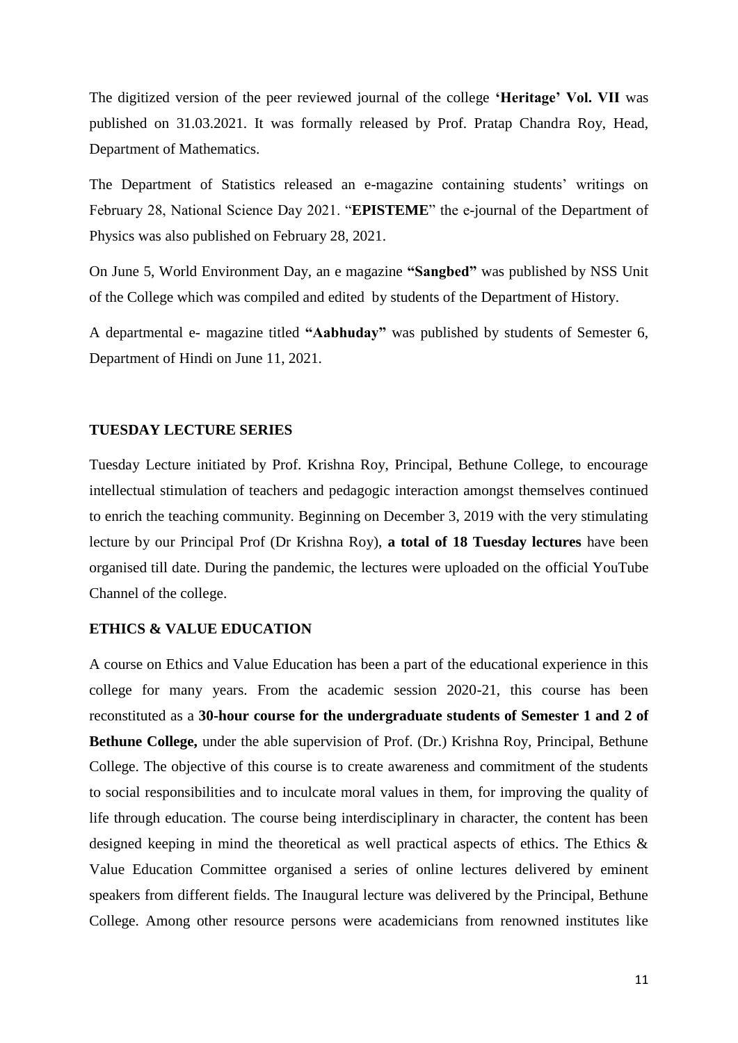The digitized version of the peer reviewed journal of the college **'Heritage' Vol. VII** was published on 31.03.2021. It was formally released by Prof. Pratap Chandra Roy, Head, Department of Mathematics.

The Department of Statistics released an e-magazine containing students' writings on February 28, National Science Day 2021. "**EPISTEME**" the e-journal of the Department of Physics was also published on February 28, 2021.

On June 5, World Environment Day, an e magazine **"Sangbed"** was published by NSS Unit of the College which was compiled and edited by students of the Department of History.

A departmental e- magazine titled **"Aabhuday"** was published by students of Semester 6, Department of Hindi on June 11, 2021.

## TUESDAY LECTURE SERIES

Tuesday Lecture initiated by Prof. Krishna Roy, Principal, Bethune College, to encourage intellectual stimulation of teachers and pedagogic interaction amongst themselves continued to enrich the teaching community. Beginning on December 3, 2019 with the very stimulating lecture by our Principal Prof (Dr Krishna Roy), **a total of 18 Tuesday lectures** have been organised till date. During the pandemic, the lectures were uploaded on the official YouTube Channel of the college.

## ETHICS & VALUE EDUCATION

A course on Ethics and Value Education has been a part of the educational experience in this college for many years. From the academic session 2020-21, this course has been reconstituted as a **30-hour course for the undergraduate students of Semester 1 and 2 of Bethune College,** under the able supervision of Prof. (Dr.) Krishna Roy, Principal, Bethune College. The objective of this course is to create awareness and commitment of the students to social responsibilities and to inculcate moral values in them, for improving the quality of life through education. The course being interdisciplinary in character, the content has been designed keeping in mind the theoretical as well practical aspects of ethics. The Ethics & Value Education Committee organised a series of online lectures delivered by eminent speakers from different fields. The Inaugural lecture was delivered by the Principal, Bethune College. Among other resource persons were academicians from renowned institutes like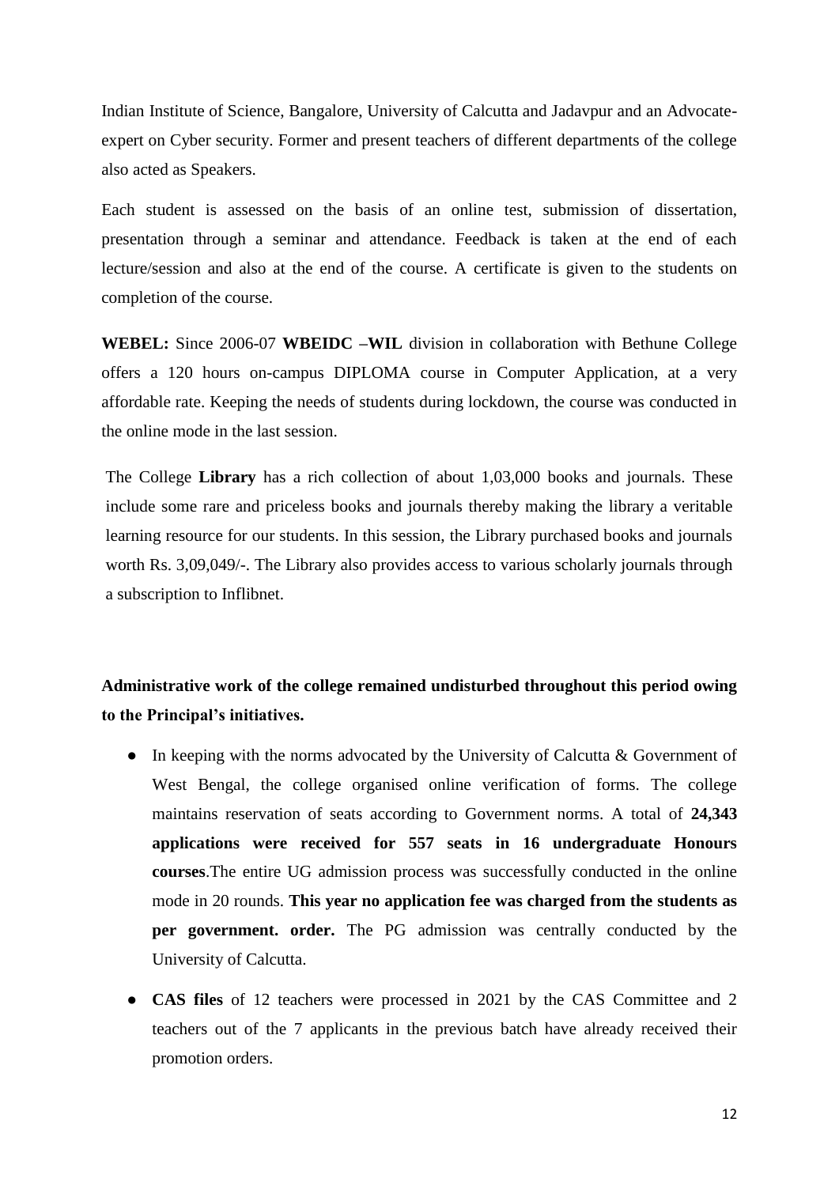Indian Institute of Science, Bangalore, University of Calcutta and Jadavpur and an Advocate-expert on Cyber security. Former and present teachers of different departments of the college also acted as Speakers.

Each student is assessed on the basis of an online test, submission of dissertation, presentation through a seminar and attendance. Feedback is taken at the end of each lecture/session and also at the end of the course. A certificate is given to the students on completion of the course.

**WEBEL:** Since 2006-07 **WBEIDC –WIL** division in collaboration with Bethune College offers a 120 hours on-campus DIPLOMA course in Computer Application, at a very affordable rate. Keeping the needs of students during lockdown, the course was conducted in the online mode in the last session.

The College **Library** has a rich collection of about 1,03,000 books and journals. These include some rare and priceless books and journals thereby making the library a veritable learning resource for our students. In this session, the Library purchased books and journals worth Rs. 3,09,049/-. The Library also provides access to various scholarly journals through a subscription to Inflibnet.

**Administrative work of the college remained undisturbed throughout this period owing to the Principal's initiatives.**

- In keeping with the norms advocated by the University of Calcutta & Government of West Bengal, the college organised online verification of forms. The college maintains reservation of seats according to Government norms. A total of **24,343 applications were received for 557 seats in 16 undergraduate Honours courses**.The entire UG admission process was successfully conducted in the online mode in 20 rounds. **This year no application fee was charged from the students as per government. order.** The PG admission was centrally conducted by the University of Calcutta.
- **CAS files** of 12 teachers were processed in 2021 by the CAS Committee and 2 teachers out of the 7 applicants in the previous batch have already received their promotion orders.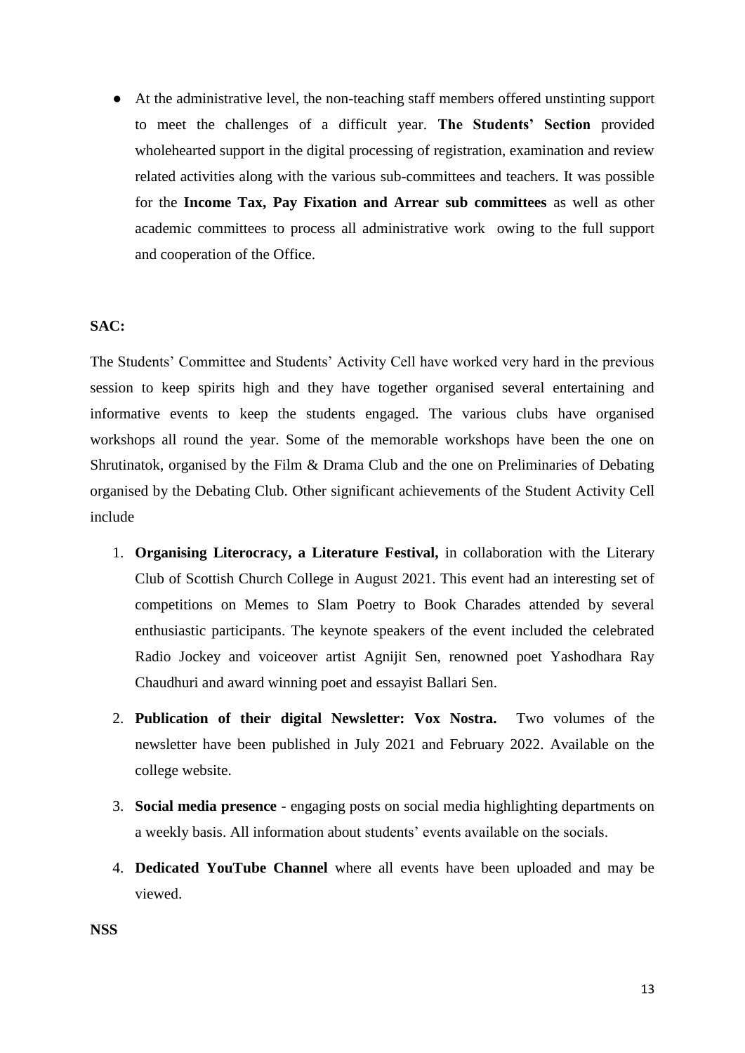- At the administrative level, the non-teaching staff members offered unstinting support to meet the challenges of a difficult year. **The Students' Section** provided wholehearted support in the digital processing of registration, examination and review related activities along with the various sub-committees and teachers. It was possible for the **Income Tax, Pay Fixation and Arrear sub committees** as well as other academic committees to process all administrative work owing to the full support and cooperation of the Office.

**SAC:**

The Students' Committee and Students' Activity Cell have worked very hard in the previous session to keep spirits high and they have together organised several entertaining and informative events to keep the students engaged. The various clubs have organised workshops all round the year. Some of the memorable workshops have been the one on Shrutinatok, organised by the Film & Drama Club and the one on Preliminaries of Debating organised by the Debating Club. Other significant achievements of the Student Activity Cell include

1. **Organising Literocracy, a Literature Festival,** in collaboration with the Literary Club of Scottish Church College in August 2021. This event had an interesting set of competitions on Memes to Slam Poetry to Book Charades attended by several enthusiastic participants. The keynote speakers of the event included the celebrated Radio Jockey and voiceover artist Agnijit Sen, renowned poet Yashodhara Ray Chaudhuri and award winning poet and essayist Ballari Sen.
2. **Publication of their digital Newsletter: Vox Nostra.** Two volumes of the newsletter have been published in July 2021 and February 2022. Available on the college website.
3. **Social media presence** - engaging posts on social media highlighting departments on a weekly basis. All information about students' events available on the socials.
4. **Dedicated YouTube Channel** where all events have been uploaded and may be viewed.

**NSS**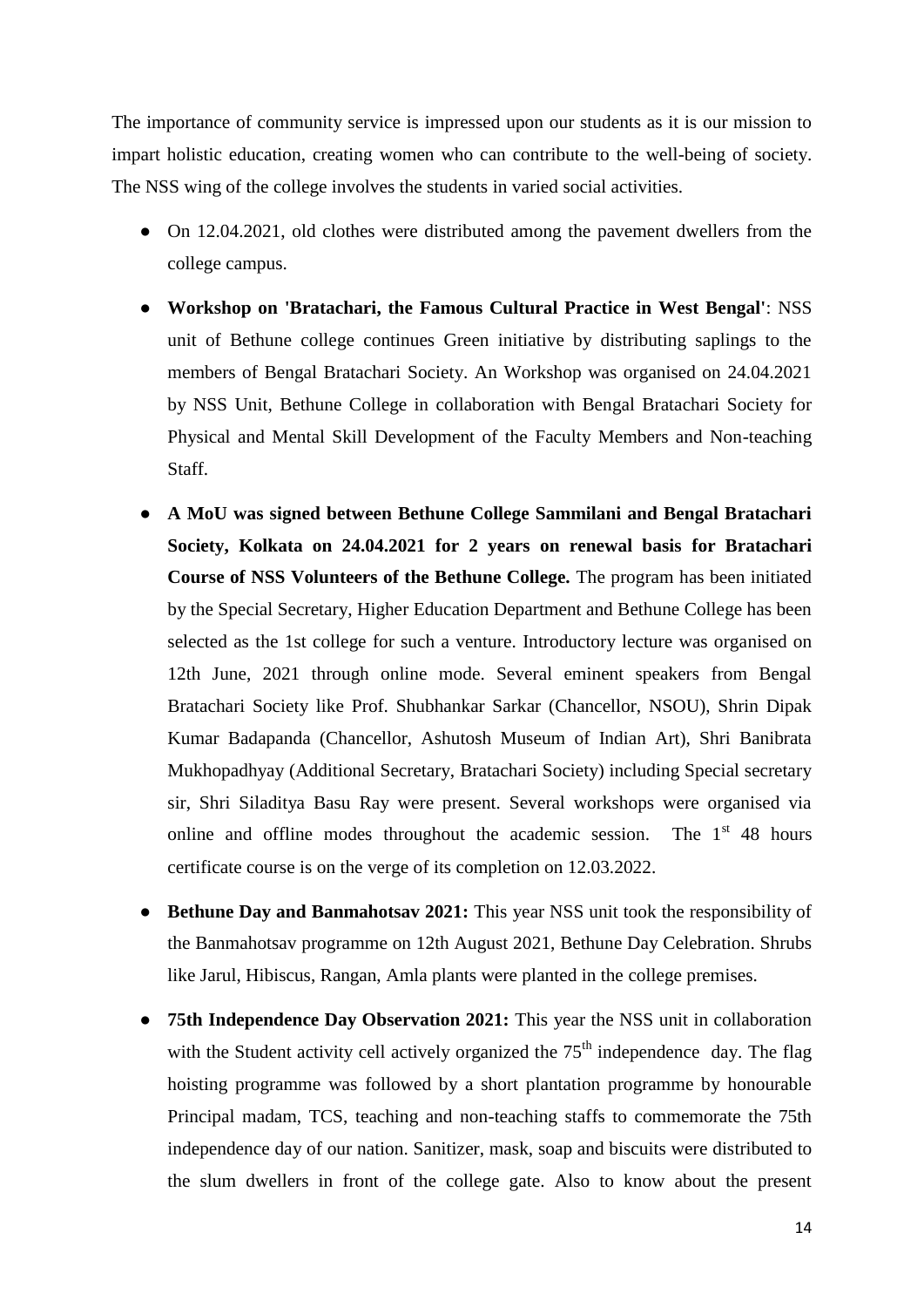The importance of community service is impressed upon our students as it is our mission to impart holistic education, creating women who can contribute to the well-being of society. The NSS wing of the college involves the students in varied social activities.

- On 12.04.2021, old clothes were distributed among the pavement dwellers from the college campus.
- **Workshop on 'Bratachari, the Famous Cultural Practice in West Bengal'**: NSS unit of Bethune college continues Green initiative by distributing saplings to the members of Bengal Bratachari Society. An Workshop was organised on 24.04.2021 by NSS Unit, Bethune College in collaboration with Bengal Bratachari Society for Physical and Mental Skill Development of the Faculty Members and Non-teaching Staff.
- **A MoU was signed between Bethune College Sammilani and Bengal Bratachari Society, Kolkata on 24.04.2021 for 2 years on renewal basis for Bratachari Course of NSS Volunteers of the Bethune College.** The program has been initiated by the Special Secretary, Higher Education Department and Bethune College has been selected as the 1st college for such a venture. Introductory lecture was organised on 12th June, 2021 through online mode. Several eminent speakers from Bengal Bratachari Society like Prof. Shubhankar Sarkar (Chancellor, NSOU), Shrin Dipak Kumar Badapanda (Chancellor, Ashutosh Museum of Indian Art), Shri Banibrata Mukhopadhyay (Additional Secretary, Bratachari Society) including Special secretary sir, Shri Siladitya Basu Ray were present. Several workshops were organised via online and offline modes throughout the academic session. The 1st 48 hours certificate course is on the verge of its completion on 12.03.2022.
- **Bethune Day and Banmahotsav 2021:** This year NSS unit took the responsibility of the Banmahotsav programme on 12th August 2021, Bethune Day Celebration. Shrubs like Jarul, Hibiscus, Rangan, Amla plants were planted in the college premises.
- **75th Independence Day Observation 2021:** This year the NSS unit in collaboration with the Student activity cell actively organized the 75th independence day. The flag hoisting programme was followed by a short plantation programme by honourable Principal madam, TCS, teaching and non-teaching staffs to commemorate the 75th independence day of our nation. Sanitizer, mask, soap and biscuits were distributed to the slum dwellers in front of the college gate. Also to know about the present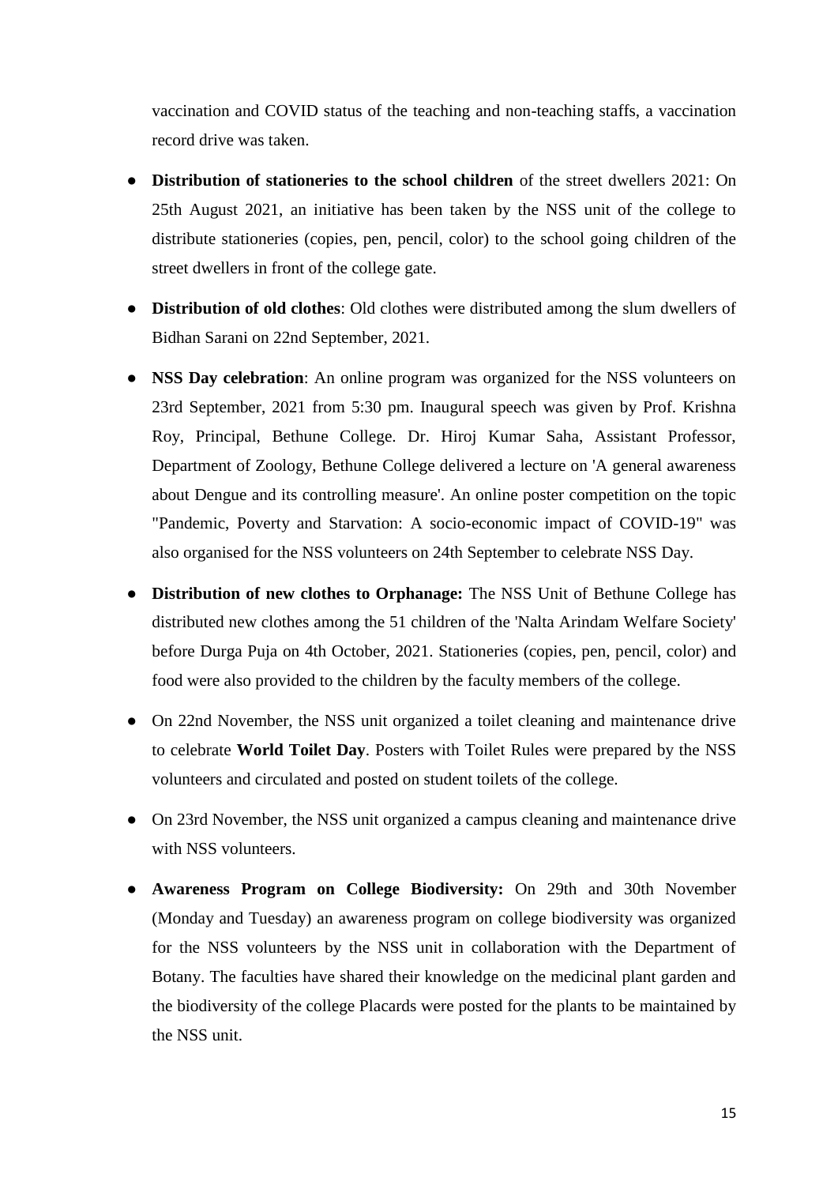vaccination and COVID status of the teaching and non-teaching staffs, a vaccination record drive was taken.

- **Distribution of stationeries to the school children** of the street dwellers 2021: On 25th August 2021, an initiative has been taken by the NSS unit of the college to distribute stationeries (copies, pen, pencil, color) to the school going children of the street dwellers in front of the college gate.
- **Distribution of old clothes**: Old clothes were distributed among the slum dwellers of Bidhan Sarani on 22nd September, 2021.
- **NSS Day celebration**: An online program was organized for the NSS volunteers on 23rd September, 2021 from 5:30 pm. Inaugural speech was given by Prof. Krishna Roy, Principal, Bethune College. Dr. Hiroj Kumar Saha, Assistant Professor, Department of Zoology, Bethune College delivered a lecture on 'A general awareness about Dengue and its controlling measure'. An online poster competition on the topic "Pandemic, Poverty and Starvation: A socio-economic impact of COVID-19" was also organised for the NSS volunteers on 24th September to celebrate NSS Day.
- **Distribution of new clothes to Orphanage:** The NSS Unit of Bethune College has distributed new clothes among the 51 children of the 'Nalta Arindam Welfare Society' before Durga Puja on 4th October, 2021. Stationeries (copies, pen, pencil, color) and food were also provided to the children by the faculty members of the college.
- On 22nd November, the NSS unit organized a toilet cleaning and maintenance drive to celebrate **World Toilet Day**. Posters with Toilet Rules were prepared by the NSS volunteers and circulated and posted on student toilets of the college.
- On 23rd November, the NSS unit organized a campus cleaning and maintenance drive with NSS volunteers.
- **Awareness Program on College Biodiversity:** On 29th and 30th November (Monday and Tuesday) an awareness program on college biodiversity was organized for the NSS volunteers by the NSS unit in collaboration with the Department of Botany. The faculties have shared their knowledge on the medicinal plant garden and the biodiversity of the college Placards were posted for the plants to be maintained by the NSS unit.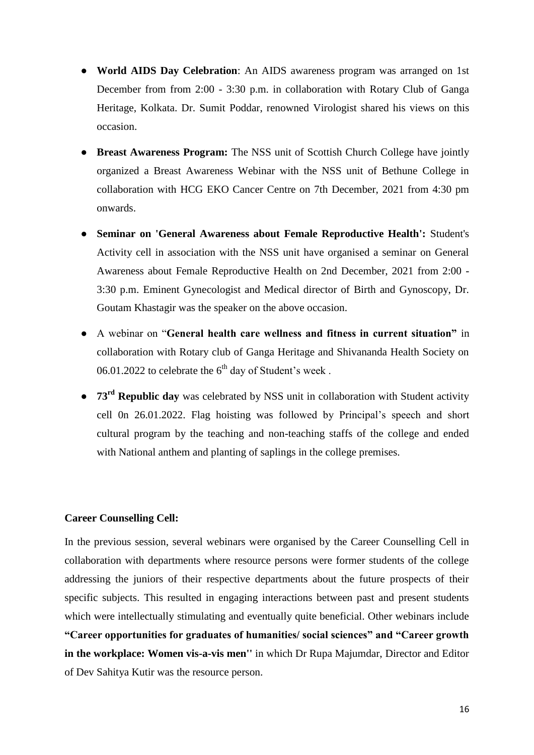- **World AIDS Day Celebration**: An AIDS awareness program was arranged on 1st December from from 2:00 - 3:30 p.m. in collaboration with Rotary Club of Ganga Heritage, Kolkata. Dr. Sumit Poddar, renowned Virologist shared his views on this occasion.
- **Breast Awareness Program:** The NSS unit of Scottish Church College have jointly organized a Breast Awareness Webinar with the NSS unit of Bethune College in collaboration with HCG EKO Cancer Centre on 7th December, 2021 from 4:30 pm onwards.
- **Seminar on 'General Awareness about Female Reproductive Health':** Student's Activity cell in association with the NSS unit have organised a seminar on General Awareness about Female Reproductive Health on 2nd December, 2021 from 2:00 - 3:30 p.m. Eminent Gynecologist and Medical director of Birth and Gynoscopy, Dr. Goutam Khastagir was the speaker on the above occasion.
- A webinar on "**General health care wellness and fitness in current situation"** in collaboration with Rotary club of Ganga Heritage and Shivananda Health Society on 06.01.2022 to celebrate the 6th day of Student's week .
- **73rd Republic day** was celebrated by NSS unit in collaboration with Student activity cell 0n 26.01.2022. Flag hoisting was followed by Principal's speech and short cultural program by the teaching and non-teaching staffs of the college and ended with National anthem and planting of saplings in the college premises.

**Career Counselling Cell:**

In the previous session, several webinars were organised by the Career Counselling Cell in collaboration with departments where resource persons were former students of the college addressing the juniors of their respective departments about the future prospects of their specific subjects. This resulted in engaging interactions between past and present students which were intellectually stimulating and eventually quite beneficial. Other webinars include **"Career opportunities for graduates of humanities/ social sciences" and "Career growth in the workplace: Women vis-a-vis men''** in which Dr Rupa Majumdar, Director and Editor of Dev Sahitya Kutir was the resource person.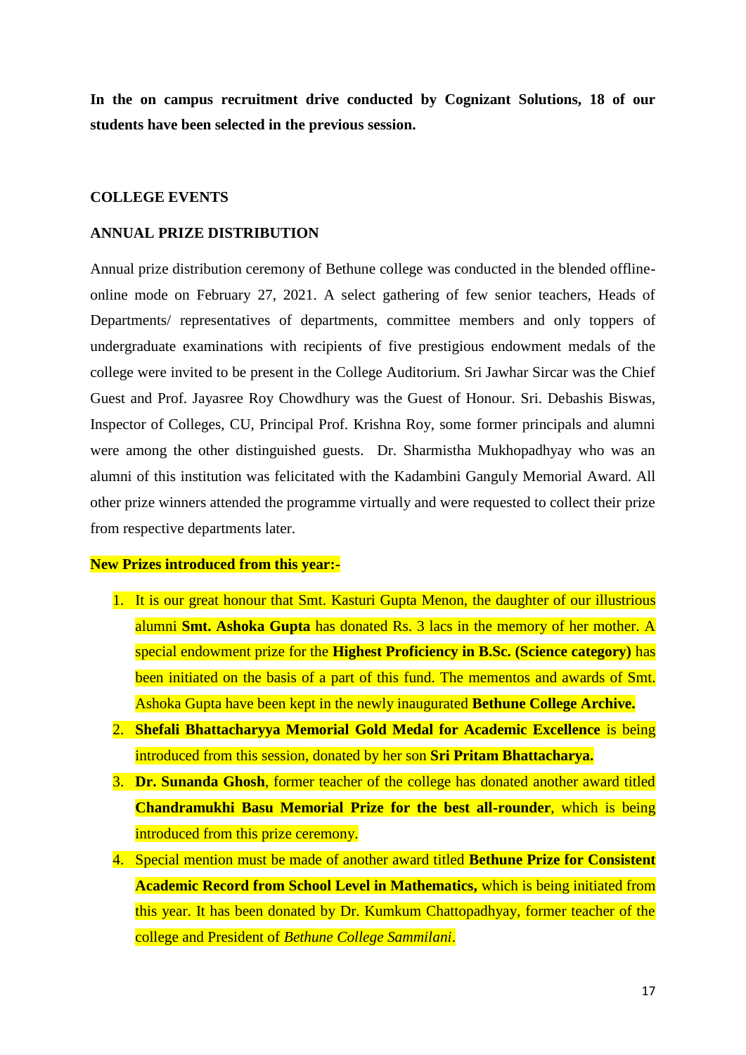**In the on campus recruitment drive conducted by Cognizant Solutions, 18 of our students have been selected in the previous session.**

## COLLEGE EVENTS

### ANNUAL PRIZE DISTRIBUTION

Annual prize distribution ceremony of Bethune college was conducted in the blended offline-online mode on February 27, 2021. A select gathering of few senior teachers, Heads of Departments/ representatives of departments, committee members and only toppers of undergraduate examinations with recipients of five prestigious endowment medals of the college were invited to be present in the College Auditorium. Sri Jawhar Sircar was the Chief Guest and Prof. Jayasree Roy Chowdhury was the Guest of Honour. Sri. Debashis Biswas, Inspector of Colleges, CU, Principal Prof. Krishna Roy, some former principals and alumni were among the other distinguished guests. Dr. Sharmistha Mukhopadhyay who was an alumni of this institution was felicitated with the Kadambini Ganguly Memorial Award. All other prize winners attended the programme virtually and were requested to collect their prize from respective departments later.

**New Prizes introduced from this year:-**

1. It is our great honour that Smt. Kasturi Gupta Menon, the daughter of our illustrious alumni **Smt. Ashoka Gupta** has donated Rs. 3 lacs in the memory of her mother. A special endowment prize for the **Highest Proficiency in B.Sc. (Science category)** has been initiated on the basis of a part of this fund. The mementos and awards of Smt. Ashoka Gupta have been kept in the newly inaugurated **Bethune College Archive.**
2. **Shefali Bhattacharyya Memorial Gold Medal for Academic Excellence** is being introduced from this session, donated by her son **Sri Pritam Bhattacharya.**
3. **Dr. Sunanda Ghosh**, former teacher of the college has donated another award titled **Chandramukhi Basu Memorial Prize for the best all-rounder**, which is being introduced from this prize ceremony.
4. Special mention must be made of another award titled **Bethune Prize for Consistent Academic Record from School Level in Mathematics,** which is being initiated from this year. It has been donated by Dr. Kumkum Chattopadhyay, former teacher of the college and President of *Bethune College Sammilani*.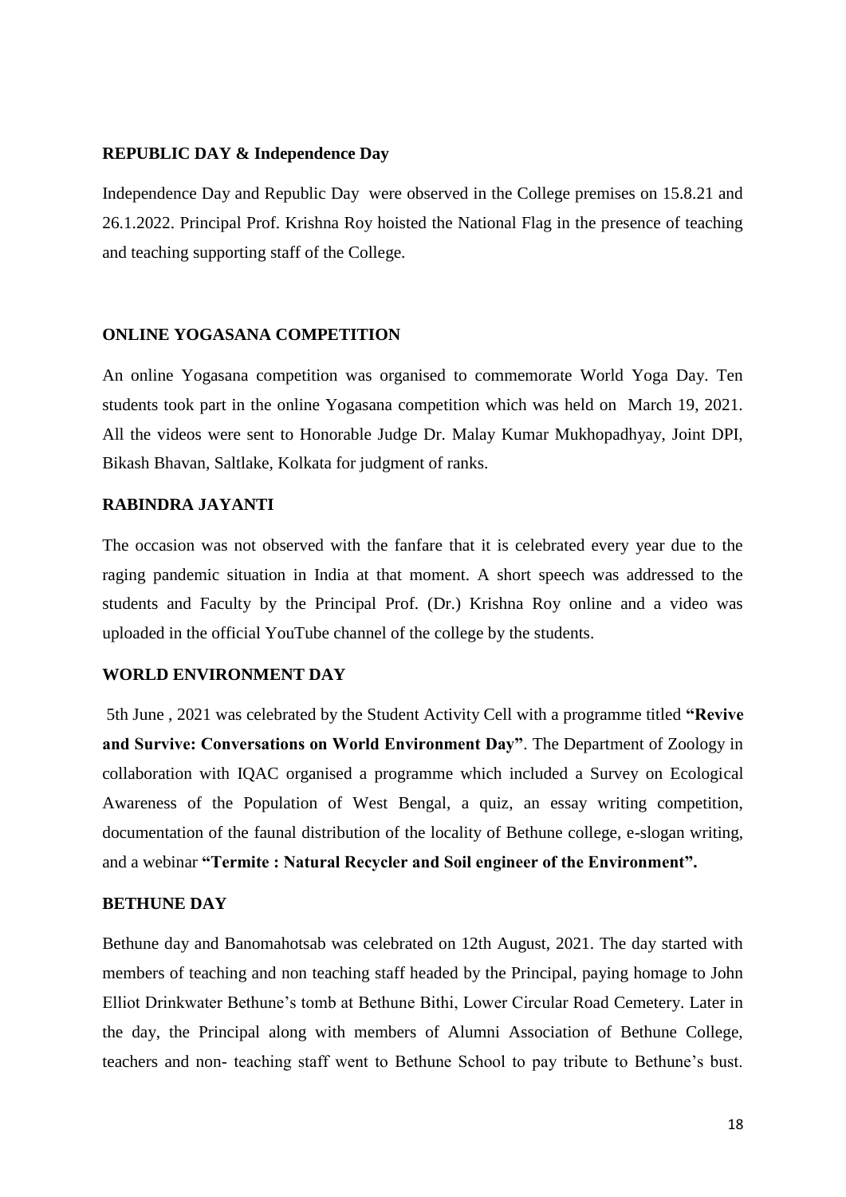**REPUBLIC DAY & Independence Day**

Independence Day and Republic Day were observed in the College premises on 15.8.21 and 26.1.2022. Principal Prof. Krishna Roy hoisted the National Flag in the presence of teaching and teaching supporting staff of the College.

**ONLINE YOGASANA COMPETITION**

An online Yogasana competition was organised to commemorate World Yoga Day. Ten students took part in the online Yogasana competition which was held on March 19, 2021. All the videos were sent to Honorable Judge Dr. Malay Kumar Mukhopadhyay, Joint DPI, Bikash Bhavan, Saltlake, Kolkata for judgment of ranks.

**RABINDRA JAYANTI**

The occasion was not observed with the fanfare that it is celebrated every year due to the raging pandemic situation in India at that moment. A short speech was addressed to the students and Faculty by the Principal Prof. (Dr.) Krishna Roy online and a video was uploaded in the official YouTube channel of the college by the students.

**WORLD ENVIRONMENT DAY**

5th June , 2021 was celebrated by the Student Activity Cell with a programme titled **"Revive and Survive: Conversations on World Environment Day"**. The Department of Zoology in collaboration with IQAC organised a programme which included a Survey on Ecological Awareness of the Population of West Bengal, a quiz, an essay writing competition, documentation of the faunal distribution of the locality of Bethune college, e-slogan writing, and a webinar **"Termite : Natural Recycler and Soil engineer of the Environment".**

**BETHUNE DAY**

Bethune day and Banomahotsab was celebrated on 12th August, 2021. The day started with members of teaching and non teaching staff headed by the Principal, paying homage to John Elliot Drinkwater Bethune's tomb at Bethune Bithi, Lower Circular Road Cemetery. Later in the day, the Principal along with members of Alumni Association of Bethune College, teachers and non- teaching staff went to Bethune School to pay tribute to Bethune's bust.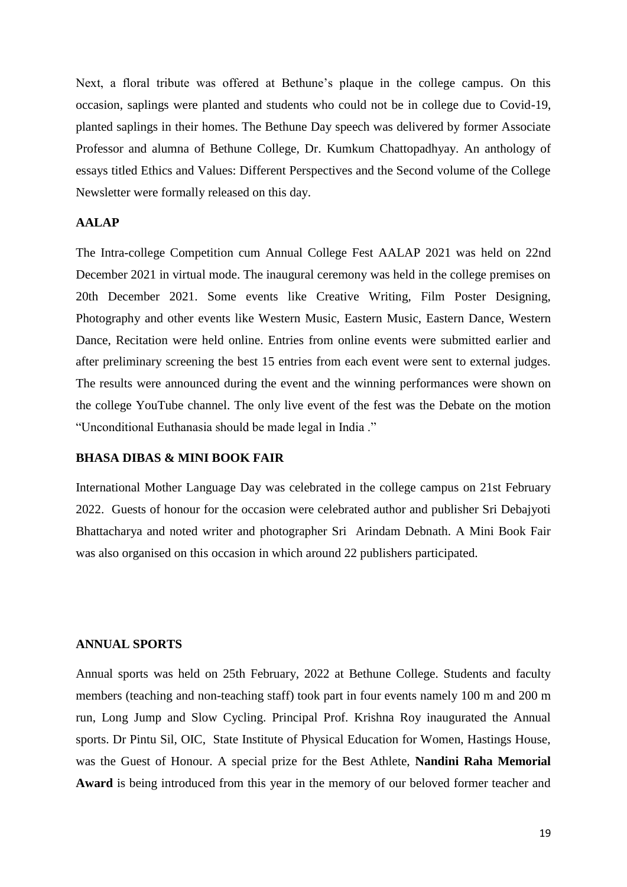Next, a floral tribute was offered at Bethune's plaque in the college campus. On this occasion, saplings were planted and students who could not be in college due to Covid-19, planted saplings in their homes. The Bethune Day speech was delivered by former Associate Professor and alumna of Bethune College, Dr. Kumkum Chattopadhyay. An anthology of essays titled Ethics and Values: Different Perspectives and the Second volume of the College Newsletter were formally released on this day.

**AALAP**

The Intra-college Competition cum Annual College Fest AALAP 2021 was held on 22nd December 2021 in virtual mode. The inaugural ceremony was held in the college premises on 20th December 2021. Some events like Creative Writing, Film Poster Designing, Photography and other events like Western Music, Eastern Music, Eastern Dance, Western Dance, Recitation were held online. Entries from online events were submitted earlier and after preliminary screening the best 15 entries from each event were sent to external judges. The results were announced during the event and the winning performances were shown on the college YouTube channel. The only live event of the fest was the Debate on the motion "Unconditional Euthanasia should be made legal in India ."

**BHASA DIBAS & MINI BOOK FAIR**

International Mother Language Day was celebrated in the college campus on 21st February 2022. Guests of honour for the occasion were celebrated author and publisher Sri Debajyoti Bhattacharya and noted writer and photographer Sri Arindam Debnath. A Mini Book Fair was also organised on this occasion in which around 22 publishers participated.

**ANNUAL SPORTS**

Annual sports was held on 25th February, 2022 at Bethune College. Students and faculty members (teaching and non-teaching staff) took part in four events namely 100 m and 200 m run, Long Jump and Slow Cycling. Principal Prof. Krishna Roy inaugurated the Annual sports. Dr Pintu Sil, OIC, State Institute of Physical Education for Women, Hastings House, was the Guest of Honour. A special prize for the Best Athlete, **Nandini Raha Memorial Award** is being introduced from this year in the memory of our beloved former teacher and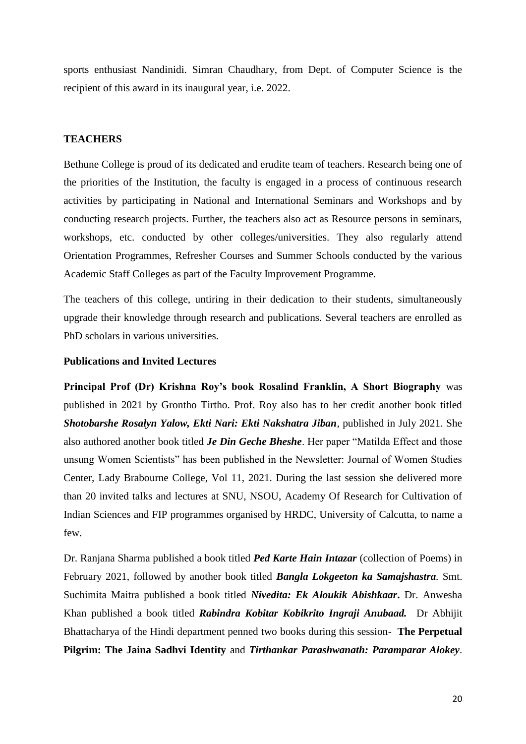sports enthusiast Nandinidi. Simran Chaudhary, from Dept. of Computer Science is the recipient of this award in its inaugural year, i.e. 2022.

## TEACHERS

Bethune College is proud of its dedicated and erudite team of teachers. Research being one of the priorities of the Institution, the faculty is engaged in a process of continuous research activities by participating in National and International Seminars and Workshops and by conducting research projects. Further, the teachers also act as Resource persons in seminars, workshops, etc. conducted by other colleges/universities. They also regularly attend Orientation Programmes, Refresher Courses and Summer Schools conducted by the various Academic Staff Colleges as part of the Faculty Improvement Programme.

The teachers of this college, untiring in their dedication to their students, simultaneously upgrade their knowledge through research and publications. Several teachers are enrolled as PhD scholars in various universities.

### Publications and Invited Lectures

**Principal Prof (Dr) Krishna Roy's book Rosalind Franklin, A Short Biography** was published in 2021 by Grontho Tirtho. Prof. Roy also has to her credit another book titled ***Shotobarshe Rosalyn Yalow, Ekti Nari: Ekti Nakshatra Jiban***, published in July 2021. She also authored another book titled ***Je Din Geche Bheshe***. Her paper "Matilda Effect and those unsung Women Scientists" has been published in the Newsletter: Journal of Women Studies Center, Lady Brabourne College, Vol 11, 2021. During the last session she delivered more than 20 invited talks and lectures at SNU, NSOU, Academy Of Research for Cultivation of Indian Sciences and FIP programmes organised by HRDC, University of Calcutta, to name a few.

Dr. Ranjana Sharma published a book titled ***Ped Karte Hain Intazar*** (collection of Poems) in February 2021, followed by another book titled ***Bangla Lokgeeton ka Samajshastra.*** Smt. Suchimita Maitra published a book titled ***Nivedita: Ek Aloukik Abishkaar***. Dr. Anwesha Khan published a book titled ***Rabindra Kobitar Kobikrito Ingraji Anubaad.*** Dr Abhijit Bhattacharya of the Hindi department penned two books during this session- **The Perpetual Pilgrim: The Jaina Sadhvi Identity** and ***Tirthankar Parashwanath: Paramparar Alokey***.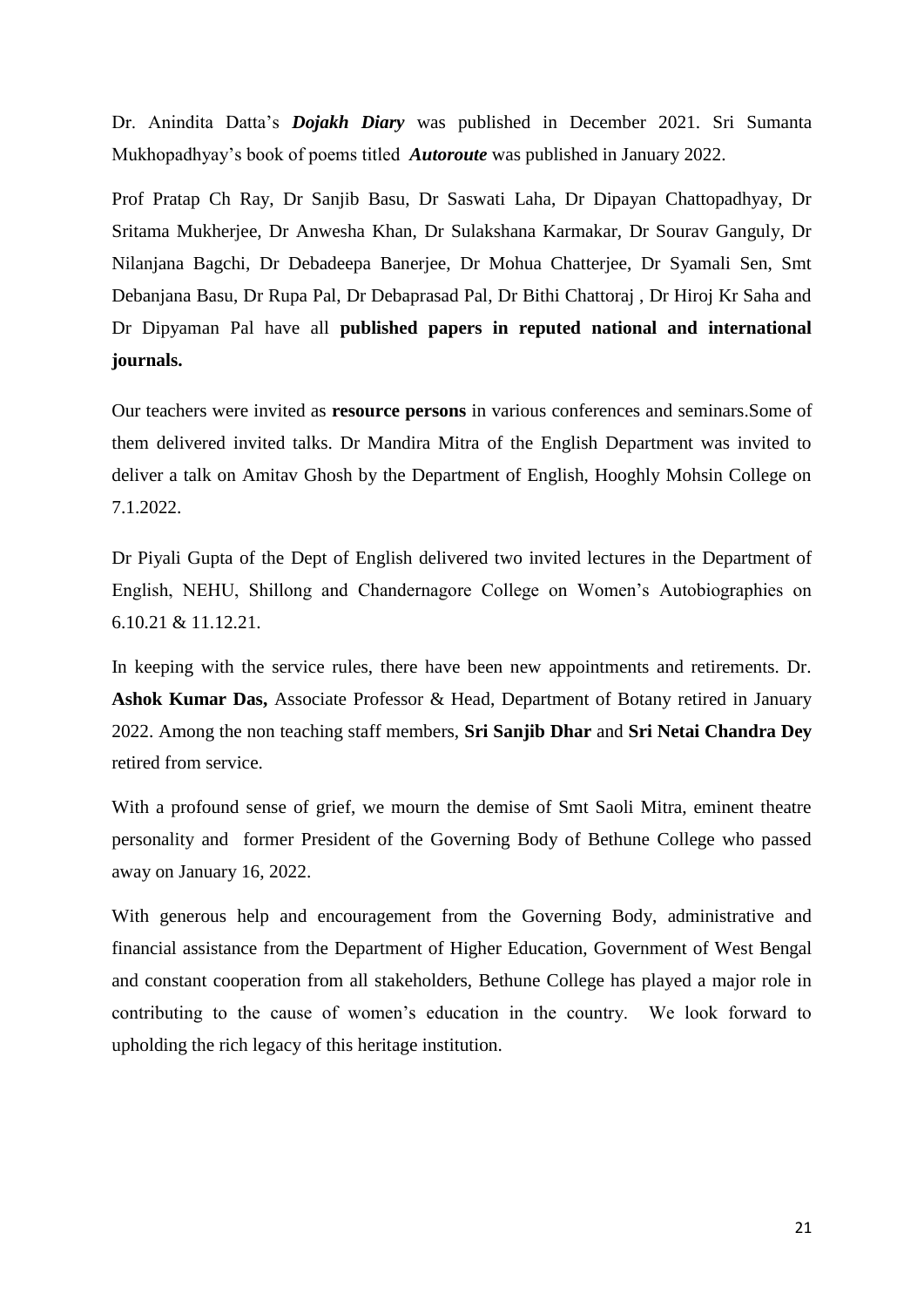Dr. Anindita Datta's ***Dojakh Diary*** was published in December 2021. Sri Sumanta Mukhopadhyay's book of poems titled ***Autoroute*** was published in January 2022.

Prof Pratap Ch Ray, Dr Sanjib Basu, Dr Saswati Laha, Dr Dipayan Chattopadhyay, Dr Sritama Mukherjee, Dr Anwesha Khan, Dr Sulakshana Karmakar, Dr Sourav Ganguly, Dr Nilanjana Bagchi, Dr Debadeepa Banerjee, Dr Mohua Chatterjee, Dr Syamali Sen, Smt Debanjana Basu, Dr Rupa Pal, Dr Debaprasad Pal, Dr Bithi Chattoraj , Dr Hiroj Kr Saha and Dr Dipyaman Pal have all **published papers in reputed national and international journals.**

Our teachers were invited as **resource persons** in various conferences and seminars.Some of them delivered invited talks. Dr Mandira Mitra of the English Department was invited to deliver a talk on Amitav Ghosh by the Department of English, Hooghly Mohsin College on 7.1.2022.

Dr Piyali Gupta of the Dept of English delivered two invited lectures in the Department of English, NEHU, Shillong and Chandernagore College on Women's Autobiographies on 6.10.21 & 11.12.21.

In keeping with the service rules, there have been new appointments and retirements. Dr. **Ashok Kumar Das,** Associate Professor & Head, Department of Botany retired in January 2022. Among the non teaching staff members, **Sri Sanjib Dhar** and **Sri Netai Chandra Dey** retired from service.

With a profound sense of grief, we mourn the demise of Smt Saoli Mitra, eminent theatre personality and former President of the Governing Body of Bethune College who passed away on January 16, 2022.

With generous help and encouragement from the Governing Body, administrative and financial assistance from the Department of Higher Education, Government of West Bengal and constant cooperation from all stakeholders, Bethune College has played a major role in contributing to the cause of women's education in the country. We look forward to upholding the rich legacy of this heritage institution.